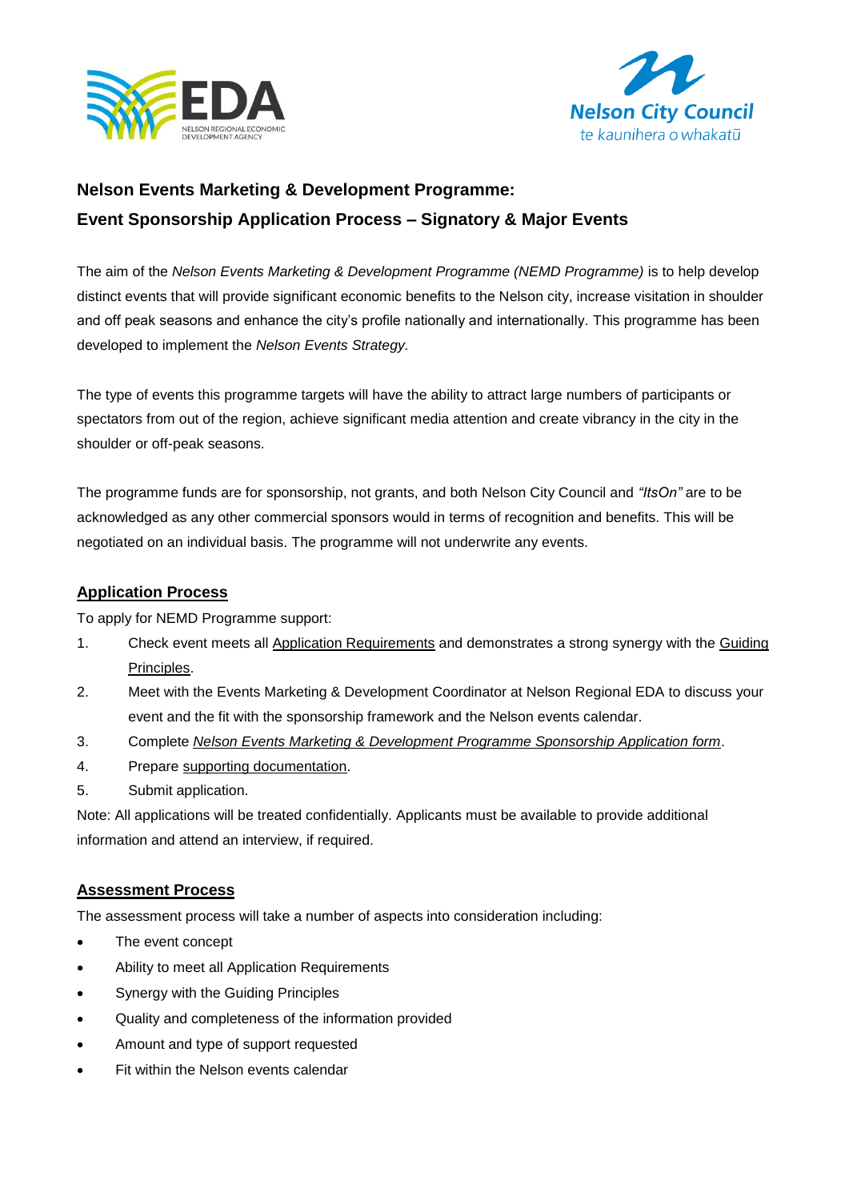## Nelson Events Marketing & Development Programme:
## Event Sponsorship Application Process – Signatory & Major Events

The aim of the *Nelson Events Marketing & Development Programme (NEMD Programme)* is to help develop distinct events that will provide significant economic benefits to the Nelson city, increase visitation in shoulder and off peak seasons and enhance the city's profile nationally and internationally. This programme has been developed to implement the *Nelson Events Strategy.*

The type of events this programme targets will have the ability to attract large numbers of participants or spectators from out of the region, achieve significant media attention and create vibrancy in the city in the shoulder or off-peak seasons.

The programme funds are for sponsorship, not grants, and both Nelson City Council and *"ItsOn"* are to be acknowledged as any other commercial sponsors would in terms of recognition and benefits. This will be negotiated on an individual basis. The programme will not underwrite any events.

### Application Process

To apply for NEMD Programme support:

1. Check event meets all Application Requirements and demonstrates a strong synergy with the Guiding Principles.
2. Meet with the Events Marketing & Development Coordinator at Nelson Regional EDA to discuss your event and the fit with the sponsorship framework and the Nelson events calendar.
3. Complete *Nelson Events Marketing & Development Programme Sponsorship Application form*.
4. Prepare supporting documentation.
5. Submit application.

Note: All applications will be treated confidentially. Applicants must be available to provide additional information and attend an interview, if required.

### Assessment Process

The assessment process will take a number of aspects into consideration including:

- The event concept
- Ability to meet all Application Requirements
- Synergy with the Guiding Principles
- Quality and completeness of the information provided
- Amount and type of support requested
- Fit within the Nelson events calendar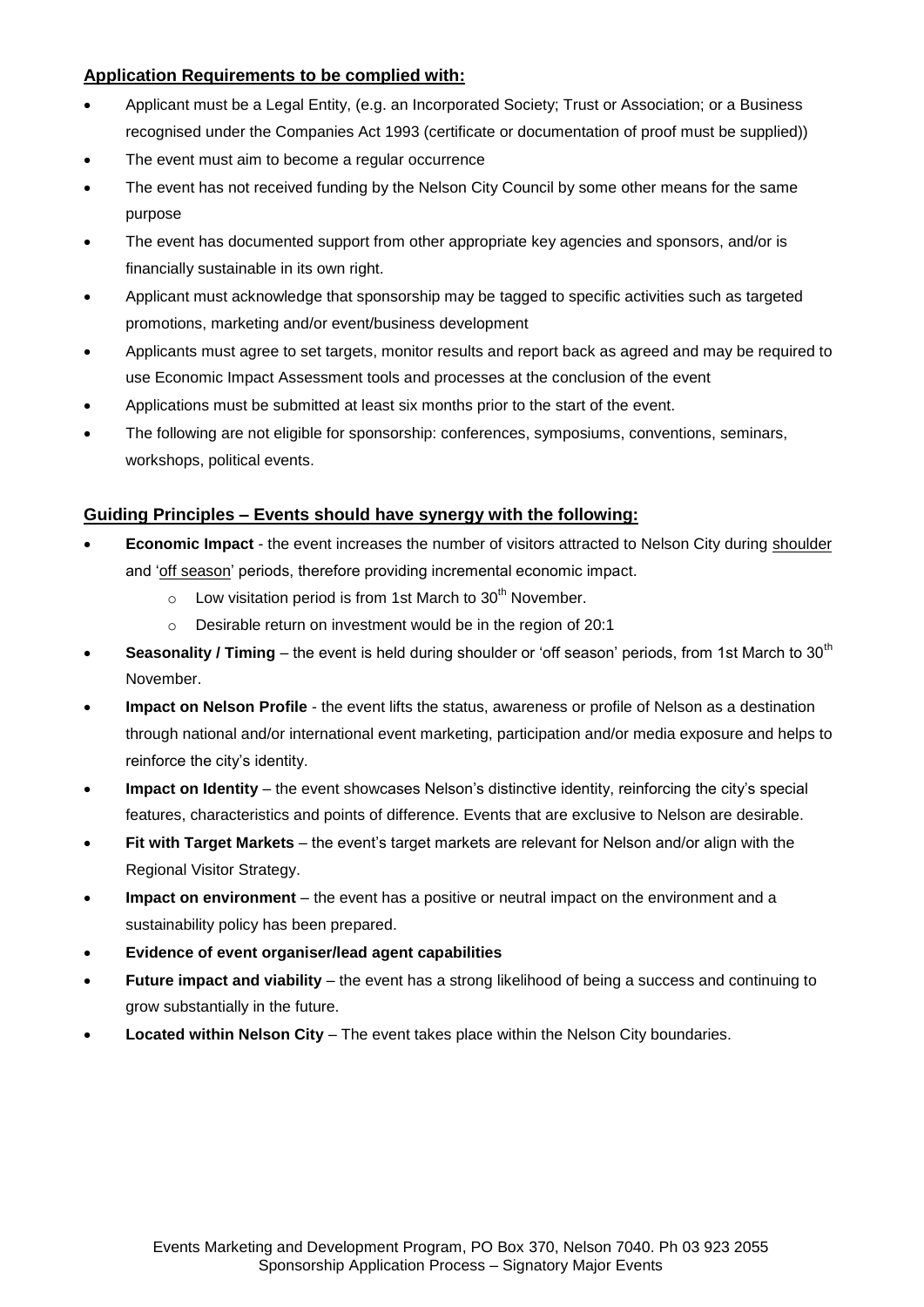## Application Requirements to be complied with:

- Applicant must be a Legal Entity, (e.g. an Incorporated Society; Trust or Association; or a Business recognised under the Companies Act 1993 (certificate or documentation of proof must be supplied))
- The event must aim to become a regular occurrence
- The event has not received funding by the Nelson City Council by some other means for the same purpose
- The event has documented support from other appropriate key agencies and sponsors, and/or is financially sustainable in its own right.
- Applicant must acknowledge that sponsorship may be tagged to specific activities such as targeted promotions, marketing and/or event/business development
- Applicants must agree to set targets, monitor results and report back as agreed and may be required to use Economic Impact Assessment tools and processes at the conclusion of the event
- Applications must be submitted at least six months prior to the start of the event.
- The following are not eligible for sponsorship: conferences, symposiums, conventions, seminars, workshops, political events.

## Guiding Principles – Events should have synergy with the following:

- **Economic Impact** - the event increases the number of visitors attracted to Nelson City during shoulder and 'off season' periods, therefore providing incremental economic impact.
  - Low visitation period is from 1st March to 30th November.
  - Desirable return on investment would be in the region of 20:1
- **Seasonality / Timing** – the event is held during shoulder or 'off season' periods, from 1st March to 30th November.
- **Impact on Nelson Profile** - the event lifts the status, awareness or profile of Nelson as a destination through national and/or international event marketing, participation and/or media exposure and helps to reinforce the city's identity.
- **Impact on Identity** – the event showcases Nelson's distinctive identity, reinforcing the city's special features, characteristics and points of difference. Events that are exclusive to Nelson are desirable.
- **Fit with Target Markets** – the event's target markets are relevant for Nelson and/or align with the Regional Visitor Strategy.
- **Impact on environment** – the event has a positive or neutral impact on the environment and a sustainability policy has been prepared.
- **Evidence of event organiser/lead agent capabilities**
- **Future impact and viability** – the event has a strong likelihood of being a success and continuing to grow substantially in the future.
- **Located within Nelson City** – The event takes place within the Nelson City boundaries.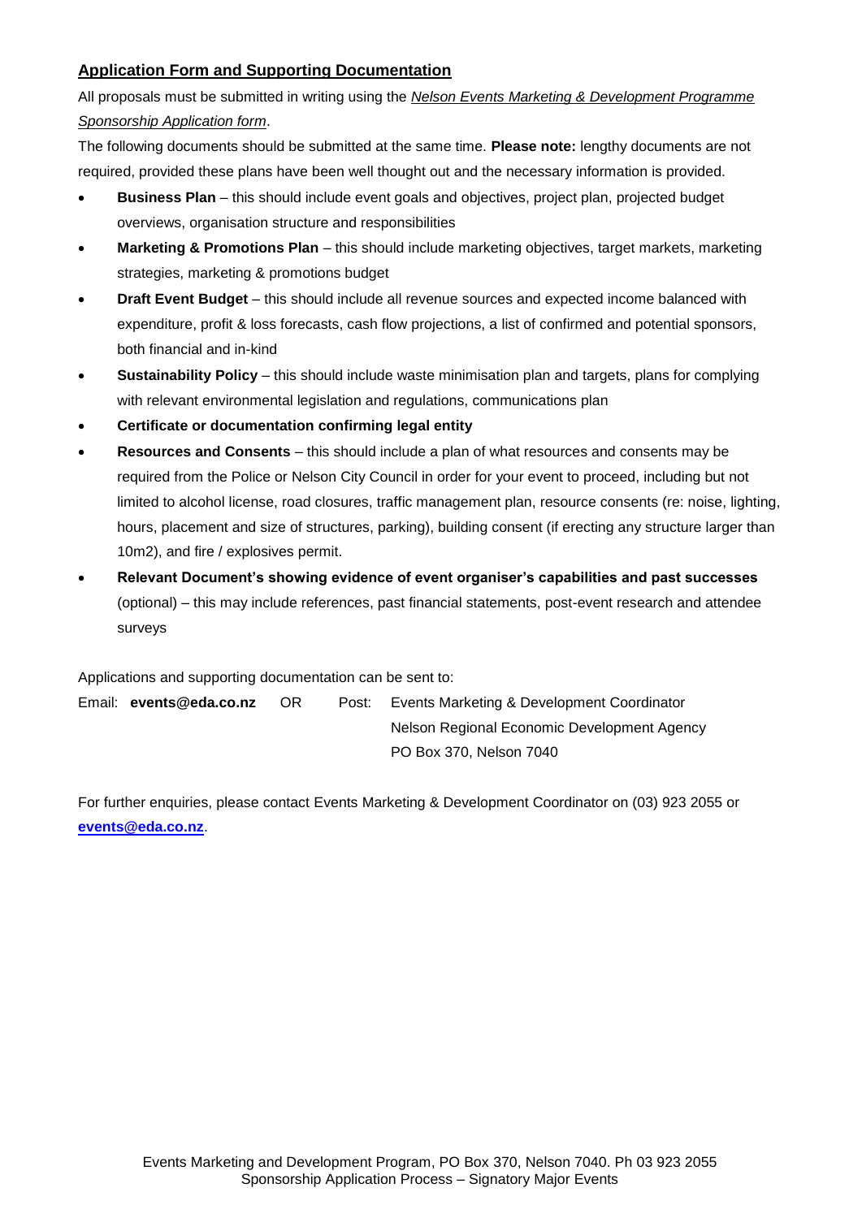## Application Form and Supporting Documentation

All proposals must be submitted in writing using the *Nelson Events Marketing & Development Programme Sponsorship Application form*.

The following documents should be submitted at the same time. **Please note:** lengthy documents are not required, provided these plans have been well thought out and the necessary information is provided.

- **Business Plan** – this should include event goals and objectives, project plan, projected budget overviews, organisation structure and responsibilities
- **Marketing & Promotions Plan** – this should include marketing objectives, target markets, marketing strategies, marketing & promotions budget
- **Draft Event Budget** – this should include all revenue sources and expected income balanced with expenditure, profit & loss forecasts, cash flow projections, a list of confirmed and potential sponsors, both financial and in-kind
- **Sustainability Policy** – this should include waste minimisation plan and targets, plans for complying with relevant environmental legislation and regulations, communications plan
- **Certificate or documentation confirming legal entity**
- **Resources and Consents** – this should include a plan of what resources and consents may be required from the Police or Nelson City Council in order for your event to proceed, including but not limited to alcohol license, road closures, traffic management plan, resource consents (re: noise, lighting, hours, placement and size of structures, parking), building consent (if erecting any structure larger than 10m2), and fire / explosives permit.
- **Relevant Document's showing evidence of event organiser's capabilities and past successes** (optional) – this may include references, past financial statements, post-event research and attendee surveys

Applications and supporting documentation can be sent to:

Email: **events@eda.co.nz** OR Post: Events Marketing & Development Coordinator
Nelson Regional Economic Development Agency
PO Box 370, Nelson 7040

For further enquiries, please contact Events Marketing & Development Coordinator on (03) 923 2055 or **events@eda.co.nz**.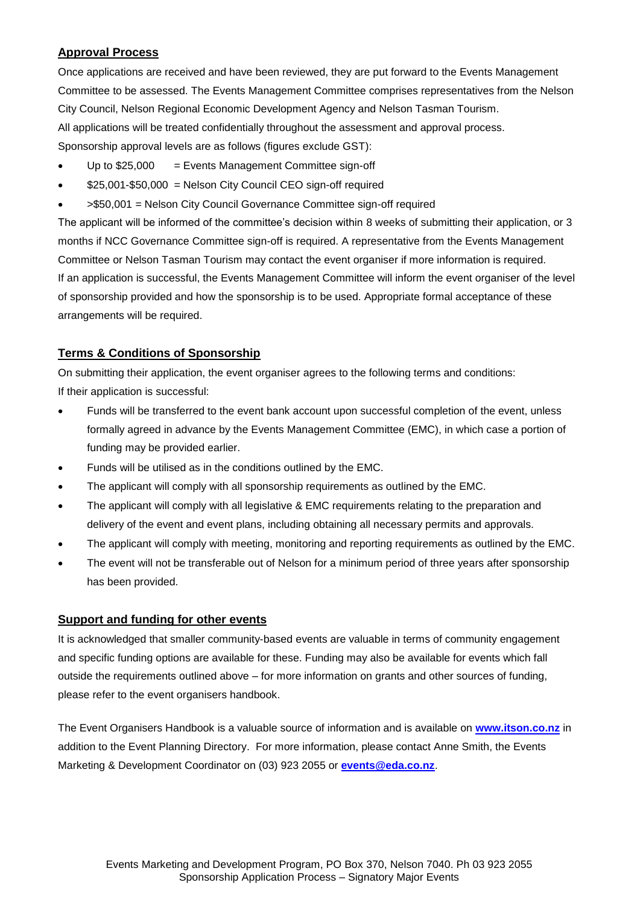## Approval Process

Once applications are received and have been reviewed, they are put forward to the Events Management Committee to be assessed. The Events Management Committee comprises representatives from the Nelson City Council, Nelson Regional Economic Development Agency and Nelson Tasman Tourism.

All applications will be treated confidentially throughout the assessment and approval process.

Sponsorship approval levels are as follows (figures exclude GST):

- Up to $25,000 = Events Management Committee sign-off
- $25,001-$50,000 = Nelson City Council CEO sign-off required
- >$50,001 = Nelson City Council Governance Committee sign-off required

The applicant will be informed of the committee's decision within 8 weeks of submitting their application, or 3 months if NCC Governance Committee sign-off is required. A representative from the Events Management Committee or Nelson Tasman Tourism may contact the event organiser if more information is required.

If an application is successful, the Events Management Committee will inform the event organiser of the level of sponsorship provided and how the sponsorship is to be used. Appropriate formal acceptance of these arrangements will be required.

## Terms & Conditions of Sponsorship

On submitting their application, the event organiser agrees to the following terms and conditions:

If their application is successful:

- Funds will be transferred to the event bank account upon successful completion of the event, unless formally agreed in advance by the Events Management Committee (EMC), in which case a portion of funding may be provided earlier.
- Funds will be utilised as in the conditions outlined by the EMC.
- The applicant will comply with all sponsorship requirements as outlined by the EMC.
- The applicant will comply with all legislative & EMC requirements relating to the preparation and delivery of the event and event plans, including obtaining all necessary permits and approvals.
- The applicant will comply with meeting, monitoring and reporting requirements as outlined by the EMC.
- The event will not be transferable out of Nelson for a minimum period of three years after sponsorship has been provided.

## Support and funding for other events

It is acknowledged that smaller community-based events are valuable in terms of community engagement and specific funding options are available for these. Funding may also be available for events which fall outside the requirements outlined above – for more information on grants and other sources of funding, please refer to the event organisers handbook.

The Event Organisers Handbook is a valuable source of information and is available on **www.itson.co.nz** in addition to the Event Planning Directory. For more information, please contact Anne Smith, the Events Marketing & Development Coordinator on (03) 923 2055 or **events@eda.co.nz**.